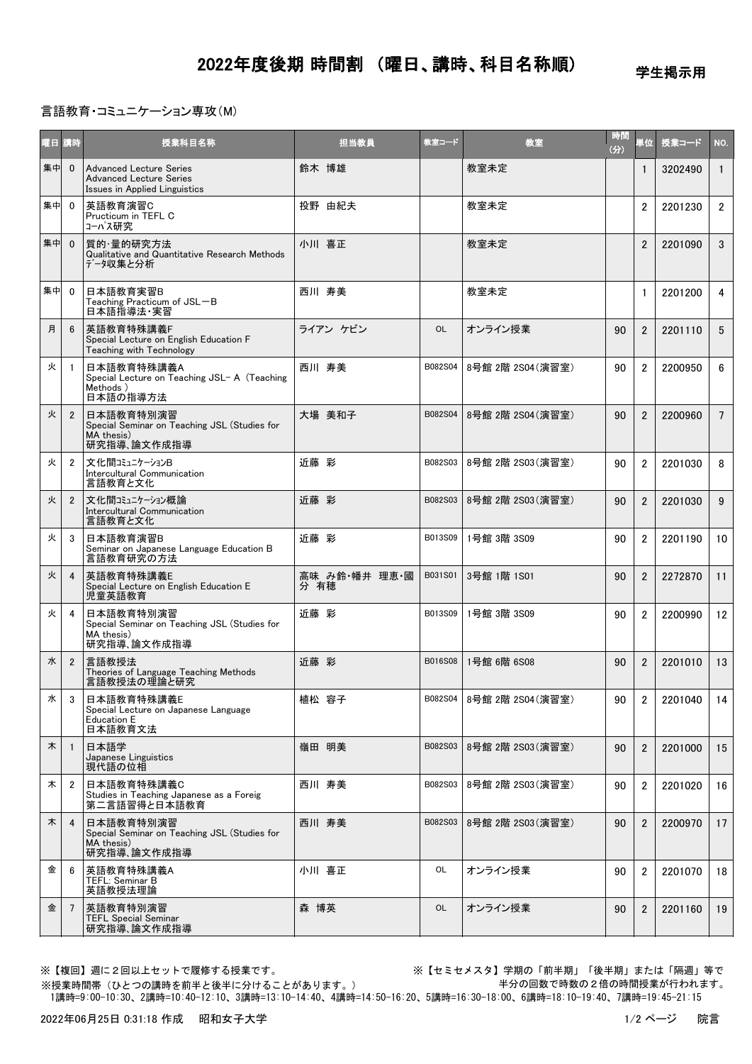# 2022年度後期 時間割 （曜日、講時、科目名称順）

学生掲示用

言語教育・コミュニケーション専攻(M)

| 曜日 | 講時 | 授業科目名称 | 担当教員 | 教室コード | 教室 | 時間(分) | 単位 | 授業コード | NO. |
|---|---|---|---|---|---|---|---|---|---|
| 集中 | 0 | Advanced Lecture Series<br>Advanced Lecture Series<br>Issues in Applied Linguistics | 鈴木 博雄 | | 教室未定 | | 1 | 3202490 | 1 |
| 集中 | 0 | 英語教育演習C<br>Pructicum in TEFL C<br>ｺｰﾊﾟｽ研究 | 投野 由紀夫 | | 教室未定 | | 2 | 2201230 | 2 |
| 集中 | 0 | 質的･量的研究方法<br>Qualitative and Quantitative Research Methods<br>ﾃﾞｰﾀ収集と分析 | 小川 喜正 | | 教室未定 | | 2 | 2201090 | 3 |
| 集中 | 0 | 日本語教育実習B<br>Teaching Practicum of JSL－B<br>日本語指導法･実習 | 西川 寿美 | | 教室未定 | | 1 | 2201200 | 4 |
| 月 | 6 | 英語教育特殊講義F<br>Special Lecture on English Education F<br>Teaching with Technology | ライアン ケビン | OL | オンライン授業 | 90 | 2 | 2201110 | 5 |
| 火 | 1 | 日本語教育特殊講義A<br>Special Lecture on Teaching JSL- A (Teaching Methods )<br>日本語の指導方法 | 西川 寿美 | B082S04 | 8号館 2階 2S04(演習室) | 90 | 2 | 2200950 | 6 |
| 火 | 2 | 日本語教育特別演習<br>Special Seminar on Teaching JSL (Studies for MA thesis)<br>研究指導､論文作成指導 | 大場 美和子 | B082S04 | 8号館 2階 2S04(演習室) | 90 | 2 | 2200960 | 7 |
| 火 | 2 | 文化間ｺﾐｭﾆｹｰｼｮﾝB<br>Intercultural Communication<br>言語教育と文化 | 近藤 彩 | B082S03 | 8号館 2階 2S03(演習室) | 90 | 2 | 2201030 | 8 |
| 火 | 2 | 文化間ｺﾐｭﾆｹｰｼｮﾝ概論<br>Intercultural Communication<br>言語教育と文化 | 近藤 彩 | B082S03 | 8号館 2階 2S03(演習室) | 90 | 2 | 2201030 | 9 |
| 火 | 3 | 日本語教育演習B<br>Seminar on Japanese Language Education B<br>言語教育研究の方法 | 近藤 彩 | B013S09 | 1号館 3階 3S09 | 90 | 2 | 2201190 | 10 |
| 火 | 4 | 英語教育特殊講義E<br>Special Lecture on English Education E<br>児童英語教育 | 高味 み鈴･幡井 理恵･國分 有穂 | B031S01 | 3号館 1階 1S01 | 90 | 2 | 2272870 | 11 |
| 火 | 4 | 日本語教育特別演習<br>Special Seminar on Teaching JSL (Studies for MA thesis)<br>研究指導､論文作成指導 | 近藤 彩 | B013S09 | 1号館 3階 3S09 | 90 | 2 | 2200990 | 12 |
| 水 | 2 | 言語教授法<br>Theories of Language Teaching Methods<br>言語教授法の理論と研究 | 近藤 彩 | B016S08 | 1号館 6階 6S08 | 90 | 2 | 2201010 | 13 |
| 水 | 3 | 日本語教育特殊講義E<br>Special Lecture on Japanese Language Education E<br>日本語教育文法 | 植松 容子 | B082S04 | 8号館 2階 2S04(演習室) | 90 | 2 | 2201040 | 14 |
| 木 | 1 | 日本語学<br>Japanese Linguistics<br>現代語の位相 | 嶺田 明美 | B082S03 | 8号館 2階 2S03(演習室) | 90 | 2 | 2201000 | 15 |
| 木 | 2 | 日本語教育特殊講義C<br>Studies in Teaching Japanese as a Foreig<br>第二言語習得と日本語教育 | 西川 寿美 | B082S03 | 8号館 2階 2S03(演習室) | 90 | 2 | 2201020 | 16 |
| 木 | 4 | 日本語教育特別演習<br>Special Seminar on Teaching JSL (Studies for MA thesis)<br>研究指導､論文作成指導 | 西川 寿美 | B082S03 | 8号館 2階 2S03(演習室) | 90 | 2 | 2200970 | 17 |
| 金 | 6 | 英語教育特殊講義A<br>TEFL: Seminar B<br>英語教授法理論 | 小川 喜正 | OL | オンライン授業 | 90 | 2 | 2201070 | 18 |
| 金 | 7 | 英語教育特別演習<br>TEFL Special Seminar<br>研究指導､論文作成指導 | 森 博英 | OL | オンライン授業 | 90 | 2 | 2201160 | 19 |

※【複回】週に２回以上セットで履修する授業です。

※【セミセメスタ】学期の「前半期」「後半期」または「隔週」等で半分の回数で時数の２倍の時間授業が行われます。

※授業時間帯（ひとつの講時を前半と後半に分けることがあります。）
1講時=9:00-10:30、2講時=10:40-12:10、3講時=13:10-14:40、4講時=14:50-16:20、5講時=16:30-18:00、6講時=18:10-19:40、7講時=19:45-21:15

2022年06月25日 0:31:18 作成　昭和女子大学　　院言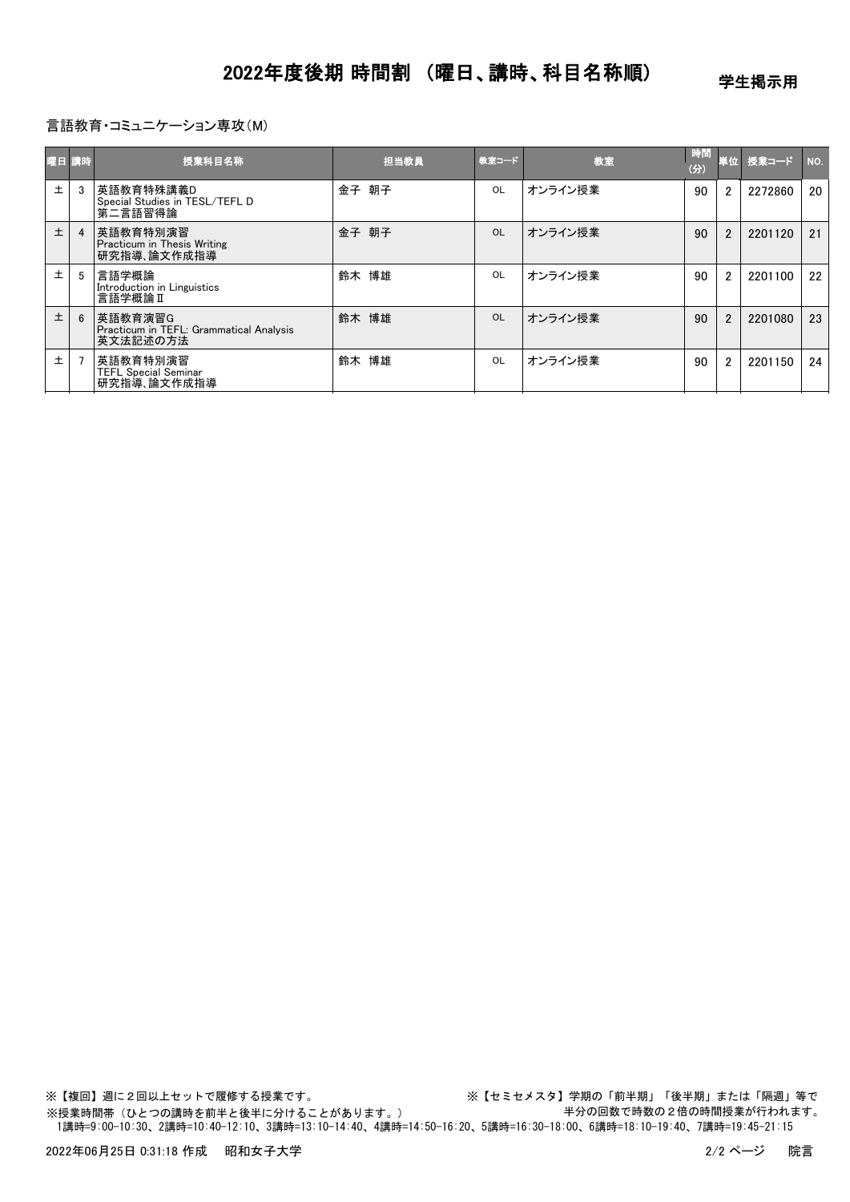# 2022年度後期 時間割 （曜日、講時、科目名称順）

**学生掲示用**

言語教育・コミュニケーション専攻（M）

| 曜日 | 講時 | 授業科目名称 | 担当教員 | 教室コード | 教室 | 時間（分） | 単位 | 授業コード | NO. |
|---|---|---|---|---|---|---|---|---|---|
| 土 | 3 | 英語教育特殊講義D<br>Special Studies in TESL/TEFL D<br>第二言語習得論 | 金子 朝子 | OL | オンライン授業 | 90 | 2 | 2272860 | 20 |
| 土 | 4 | 英語教育特別演習<br>Practicum in Thesis Writing<br>研究指導、論文作成指導 | 金子 朝子 | OL | オンライン授業 | 90 | 2 | 2201120 | 21 |
| 土 | 5 | 言語学概論<br>Introduction in Linguistics<br>言語学概論Ⅱ | 鈴木 博雄 | OL | オンライン授業 | 90 | 2 | 2201100 | 22 |
| 土 | 6 | 英語教育演習G<br>Practicum in TEFL: Grammatical Analysis<br>英文法記述の方法 | 鈴木 博雄 | OL | オンライン授業 | 90 | 2 | 2201080 | 23 |
| 土 | 7 | 英語教育特別演習<br>TEFL Special Seminar<br>研究指導、論文作成指導 | 鈴木 博雄 | OL | オンライン授業 | 90 | 2 | 2201150 | 24 |

※【複回】週に２回以上セットで履修する授業です。

※【セミセメスタ】学期の「前半期」「後半期」または「隔週」等で半分の回数で時数の２倍の時間授業が行われます。

※授業時間帯（ひとつの講時を前半と後半に分けることがあります。）
1講時=9:00-10:30、2講時=10:40-12:10、3講時=13:10-14:40、4講時=14:50-16:20、5講時=16:30-18:00、6講時=18:10-19:40、7講時=19:45-21:15

2022年06月25日 0:31:18 作成　昭和女子大学　　院言